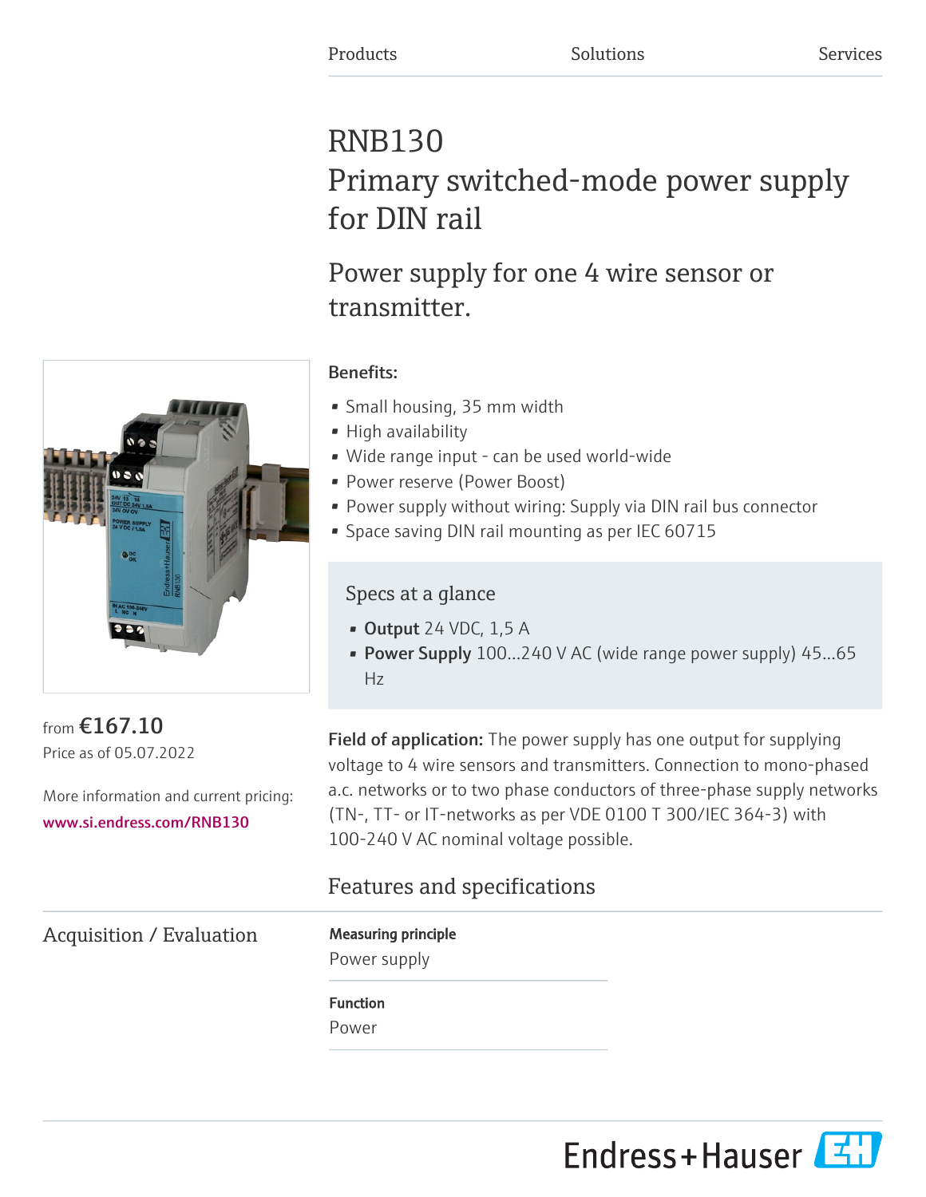Products Solutions Services

# RNB130
# Primary switched-mode power supply for DIN rail

## Power supply for one 4 wire sensor or transmitter.

from **€167.10**
Price as of 05.07.2022

More information and current pricing:
www.si.endress.com/RNB130

**Benefits:**

- Small housing, 35 mm width
- High availability
- Wide range input - can be used world-wide
- Power reserve (Power Boost)
- Power supply without wiring: Supply via DIN rail bus connector
- Space saving DIN rail mounting as per IEC 60715

### Specs at a glance

- **Output** 24 VDC, 1,5 A
- **Power Supply** 100...240 V AC (wide range power supply) 45...65 Hz

**Field of application:** The power supply has one output for supplying voltage to 4 wire sensors and transmitters. Connection to mono-phased a.c. networks or to two phase conductors of three-phase supply networks (TN-, TT- or IT-networks as per VDE 0100 T 300/IEC 364-3) with 100-240 V AC nominal voltage possible.

## Features and specifications

### Acquisition / Evaluation

**Measuring principle**
Power supply

**Function**
Power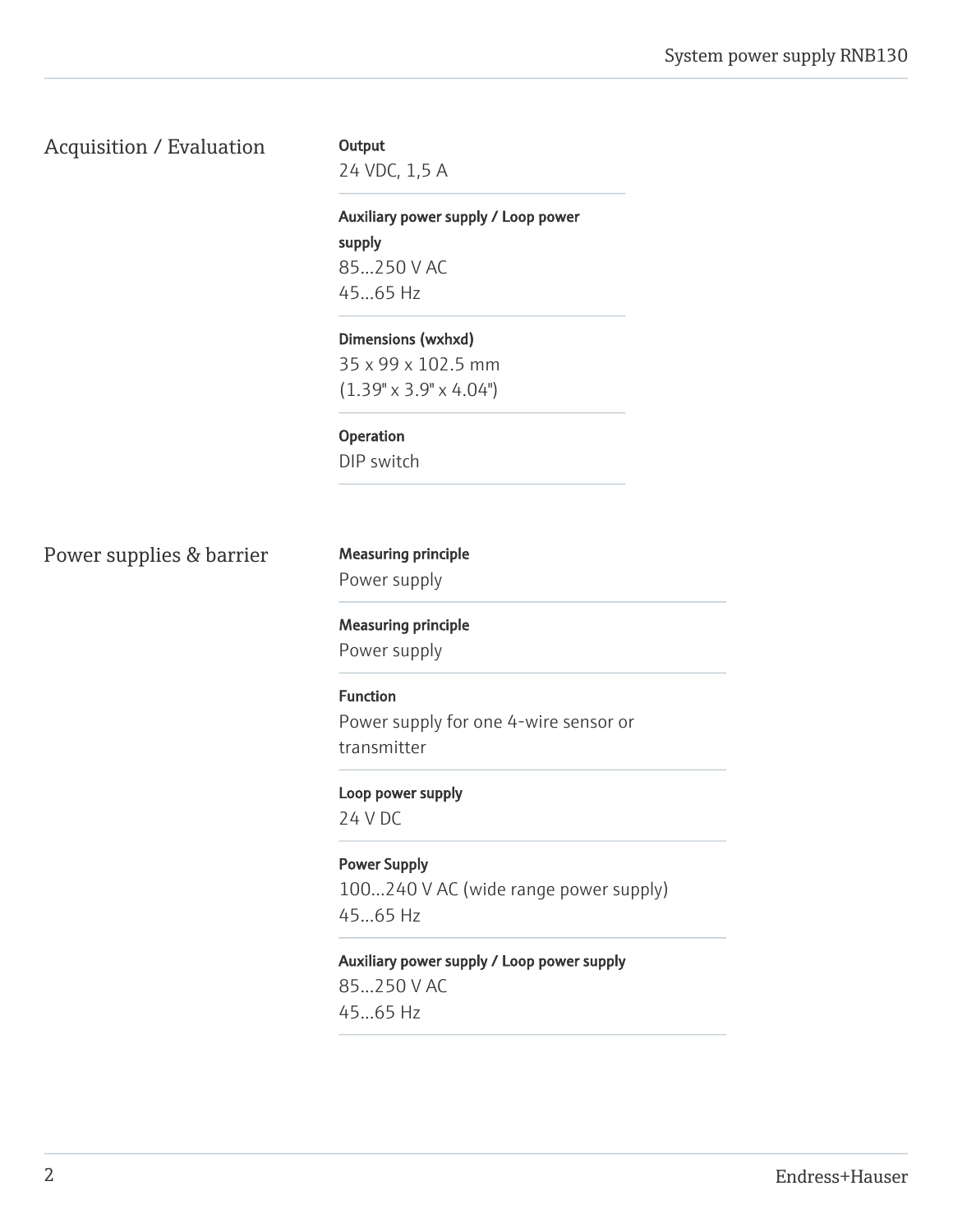## Acquisition / Evaluation

**Output**
24 VDC, 1,5 A

**Auxiliary power supply / Loop power supply**
85...250 V AC
45...65 Hz

**Dimensions (wxhxd)**
35 x 99 x 102.5 mm
(1.39" x 3.9" x 4.04")

**Operation**
DIP switch

## Power supplies & barrier

**Measuring principle**
Power supply

**Measuring principle**
Power supply

**Function**
Power supply for one 4-wire sensor or transmitter

**Loop power supply**
24 V DC

**Power Supply**
100...240 V AC (wide range power supply)
45...65 Hz

**Auxiliary power supply / Loop power supply**
85...250 V AC
45...65 Hz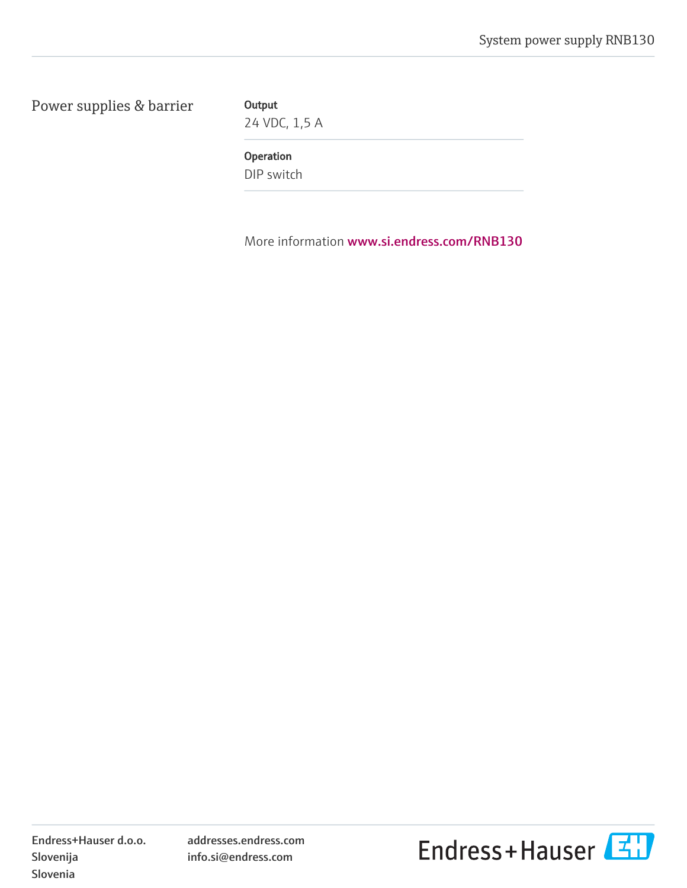## Power supplies & barrier

**Output**

24 VDC, 1,5 A

**Operation**

DIP switch

More information **www.si.endress.com/RNB130**

Endress+Hauser d.o.o.
Slovenija
Slovenia

addresses.endress.com
info.si@endress.com